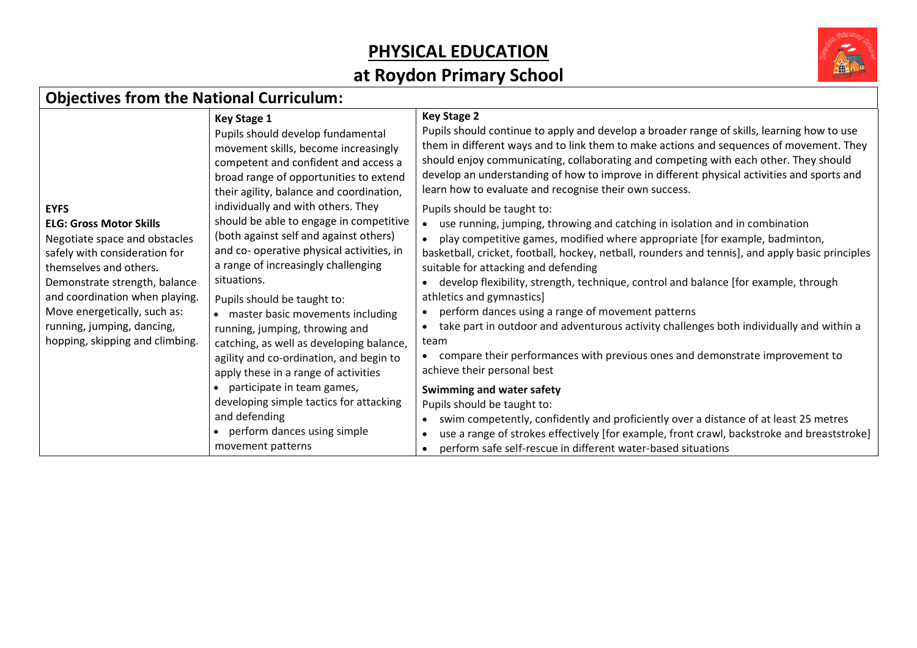# PHYSICAL EDUCATION

## at Roydon Primary School

## Objectives from the National Curriculum:

| EYFS | Key Stage 1 | Key Stage 2 |
|---|---|---|
| **EYFS**<br>**ELG: Gross Motor Skills**<br>Negotiate space and obstacles safely with consideration for themselves and others.<br>Demonstrate strength, balance and coordination when playing.<br>Move energetically, such as: running, jumping, dancing, hopping, skipping and climbing. | **Key Stage 1**<br>Pupils should develop fundamental movement skills, become increasingly competent and confident and access a broad range of opportunities to extend their agility, balance and coordination, individually and with others. They should be able to engage in competitive (both against self and against others) and co- operative physical activities, in a range of increasingly challenging situations.<br>Pupils should be taught to:<br>• master basic movements including running, jumping, throwing and catching, as well as developing balance, agility and co-ordination, and begin to apply these in a range of activities<br>• participate in team games, developing simple tactics for attacking and defending<br>• perform dances using simple movement patterns | **Key Stage 2**<br>Pupils should continue to apply and develop a broader range of skills, learning how to use them in different ways and to link them to make actions and sequences of movement. They should enjoy communicating, collaborating and competing with each other. They should develop an understanding of how to improve in different physical activities and sports and learn how to evaluate and recognise their own success.<br>Pupils should be taught to:<br>• use running, jumping, throwing and catching in isolation and in combination<br>• play competitive games, modified where appropriate [for example, badminton, basketball, cricket, football, hockey, netball, rounders and tennis], and apply basic principles suitable for attacking and defending<br>• develop flexibility, strength, technique, control and balance [for example, through athletics and gymnastics]<br>• perform dances using a range of movement patterns<br>• take part in outdoor and adventurous activity challenges both individually and within a team<br>• compare their performances with previous ones and demonstrate improvement to achieve their personal best<br>**Swimming and water safety**<br>Pupils should be taught to:<br>• swim competently, confidently and proficiently over a distance of at least 25 metres<br>• use a range of strokes effectively [for example, front crawl, backstroke and breaststroke]<br>• perform safe self-rescue in different water-based situations |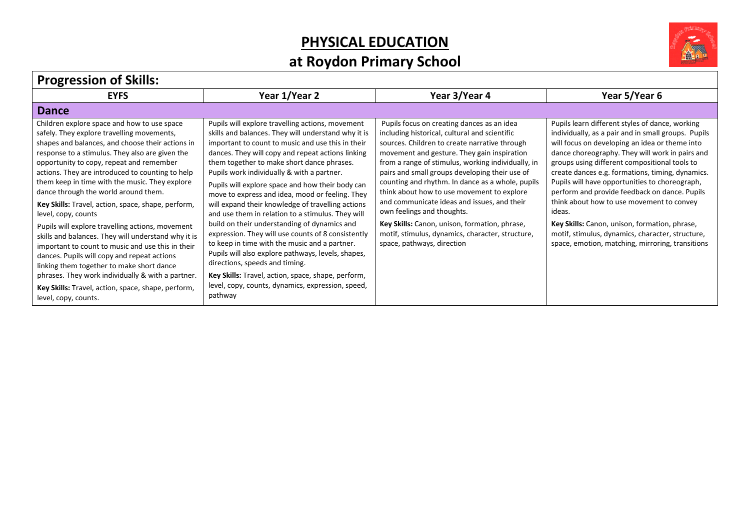# PHYSICAL EDUCATION

## at Roydon Primary School

## Progression of Skills:

| EYFS | Year 1/Year 2 | Year 3/Year 4 | Year 5/Year 6 |
|---|---|---|---|
| **Dance** | | | |
| Children explore space and how to use space safely. They explore travelling movements, shapes and balances, and choose their actions in response to a stimulus. They also are given the opportunity to copy, repeat and remember actions. They are introduced to counting to help them keep in time with the music. They explore dance through the world around them.<br><br>**Key Skills:** Travel, action, space, shape, perform, level, copy, counts<br><br>Pupils will explore travelling actions, movement skills and balances. They will understand why it is important to count to music and use this in their dances. Pupils will copy and repeat actions linking them together to make short dance phrases. They work individually & with a partner.<br><br>**Key Skills:** Travel, action, space, shape, perform, level, copy, counts. | Pupils will explore travelling actions, movement skills and balances. They will understand why it is important to count to music and use this in their dances. They will copy and repeat actions linking them together to make short dance phrases. Pupils work individually & with a partner.<br><br>Pupils will explore space and how their body can move to express and idea, mood or feeling. They will expand their knowledge of travelling actions and use them in relation to a stimulus. They will build on their understanding of dynamics and expression. They will use counts of 8 consistently to keep in time with the music and a partner. Pupils will also explore pathways, levels, shapes, directions, speeds and timing.<br><br>**Key Skills:** Travel, action, space, shape, perform, level, copy, counts, dynamics, expression, speed, pathway | Pupils focus on creating dances as an idea including historical, cultural and scientific sources. Children to create narrative through movement and gesture. They gain inspiration from a range of stimulus, working individually, in pairs and small groups developing their use of counting and rhythm. In dance as a whole, pupils think about how to use movement to explore and communicate ideas and issues, and their own feelings and thoughts.<br><br>**Key Skills:** Canon, unison, formation, phrase, motif, stimulus, dynamics, character, structure, space, pathways, direction | Pupils learn different styles of dance, working individually, as a pair and in small groups. Pupils will focus on developing an idea or theme into dance choreography. They will work in pairs and groups using different compositional tools to create dances e.g. formations, timing, dynamics. Pupils will have opportunities to choreograph, perform and provide feedback on dance. Pupils think about how to use movement to convey ideas.<br><br>**Key Skills:** Canon, unison, formation, phrase, motif, stimulus, dynamics, character, structure, space, emotion, matching, mirroring, transitions |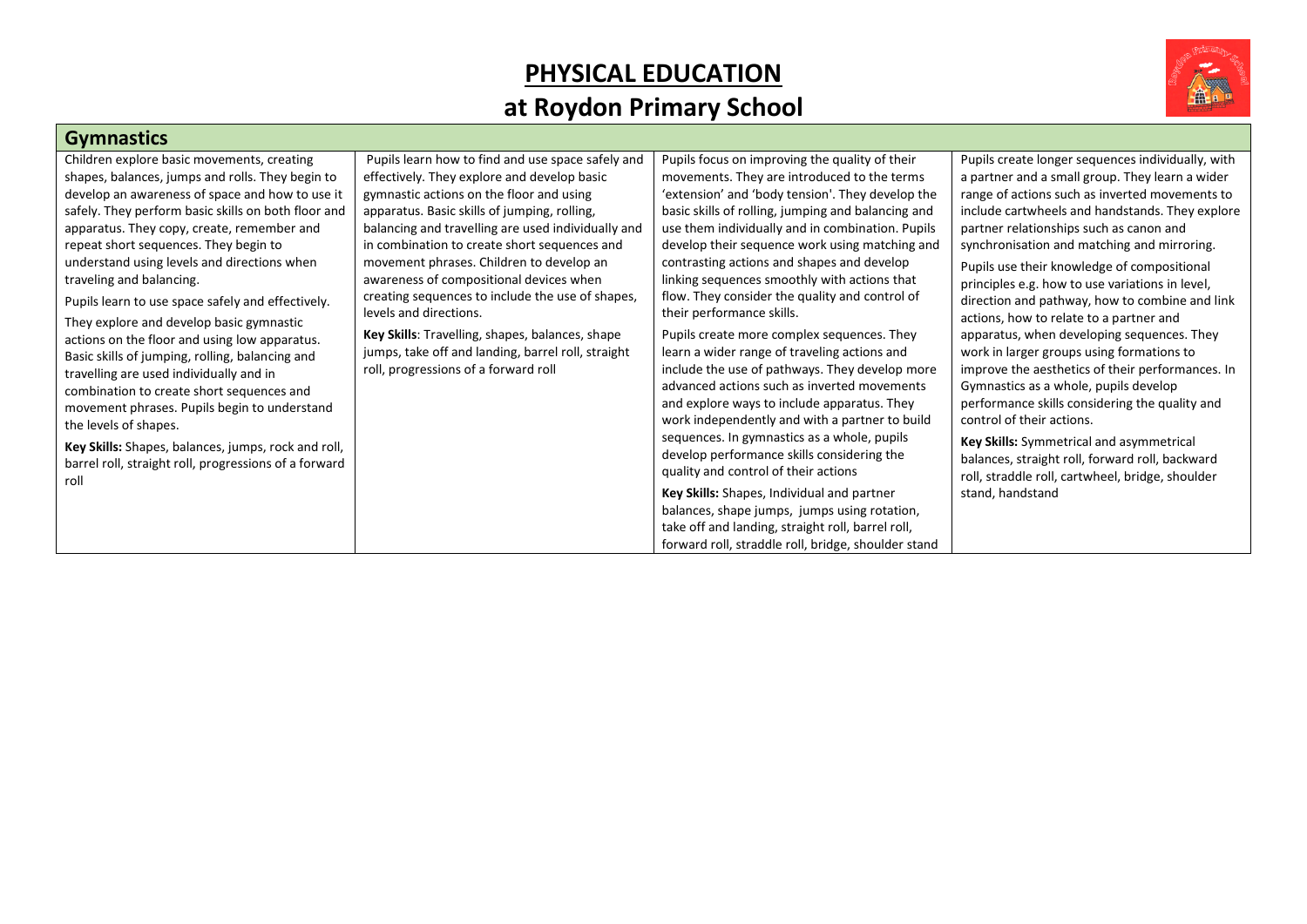# PHYSICAL EDUCATION

## at Roydon Primary School

### Gymnastics

| | | | |
|---|---|---|---|
| Children explore basic movements, creating shapes, balances, jumps and rolls. They begin to develop an awareness of space and how to use it safely. They perform basic skills on both floor and apparatus. They copy, create, remember and repeat short sequences. They begin to understand using levels and directions when traveling and balancing.<br><br>Pupils learn to use space safely and effectively.<br><br>They explore and develop basic gymnastic actions on the floor and using low apparatus. Basic skills of jumping, rolling, balancing and travelling are used individually and in combination to create short sequences and movement phrases. Pupils begin to understand the levels of shapes.<br><br>**Key Skills:** Shapes, balances, jumps, rock and roll, barrel roll, straight roll, progressions of a forward roll | Pupils learn how to find and use space safely and effectively. They explore and develop basic gymnastic actions on the floor and using apparatus. Basic skills of jumping, rolling, balancing and travelling are used individually and in combination to create short sequences and movement phrases. Children to develop an awareness of compositional devices when creating sequences to include the use of shapes, levels and directions.<br><br>**Key Skills**: Travelling, shapes, balances, shape jumps, take off and landing, barrel roll, straight roll, progressions of a forward roll | Pupils focus on improving the quality of their movements. They are introduced to the terms 'extension' and 'body tension'. They develop the basic skills of rolling, jumping and balancing and use them individually and in combination. Pupils develop their sequence work using matching and contrasting actions and shapes and develop linking sequences smoothly with actions that flow. They consider the quality and control of their performance skills.<br><br>Pupils create more complex sequences. They learn a wider range of traveling actions and include the use of pathways. They develop more advanced actions such as inverted movements and explore ways to include apparatus. They work independently and with a partner to build sequences. In gymnastics as a whole, pupils develop performance skills considering the quality and control of their actions<br><br>**Key Skills:** Shapes, Individual and partner balances, shape jumps, jumps using rotation, take off and landing, straight roll, barrel roll, forward roll, straddle roll, bridge, shoulder stand | Pupils create longer sequences individually, with a partner and a small group. They learn a wider range of actions such as inverted movements to include cartwheels and handstands. They explore partner relationships such as canon and synchronisation and matching and mirroring.<br><br>Pupils use their knowledge of compositional principles e.g. how to use variations in level, direction and pathway, how to combine and link actions, how to relate to a partner and apparatus, when developing sequences. They work in larger groups using formations to improve the aesthetics of their performances. In Gymnastics as a whole, pupils develop performance skills considering the quality and control of their actions.<br><br>**Key Skills:** Symmetrical and asymmetrical balances, straight roll, forward roll, backward roll, straddle roll, cartwheel, bridge, shoulder stand, handstand |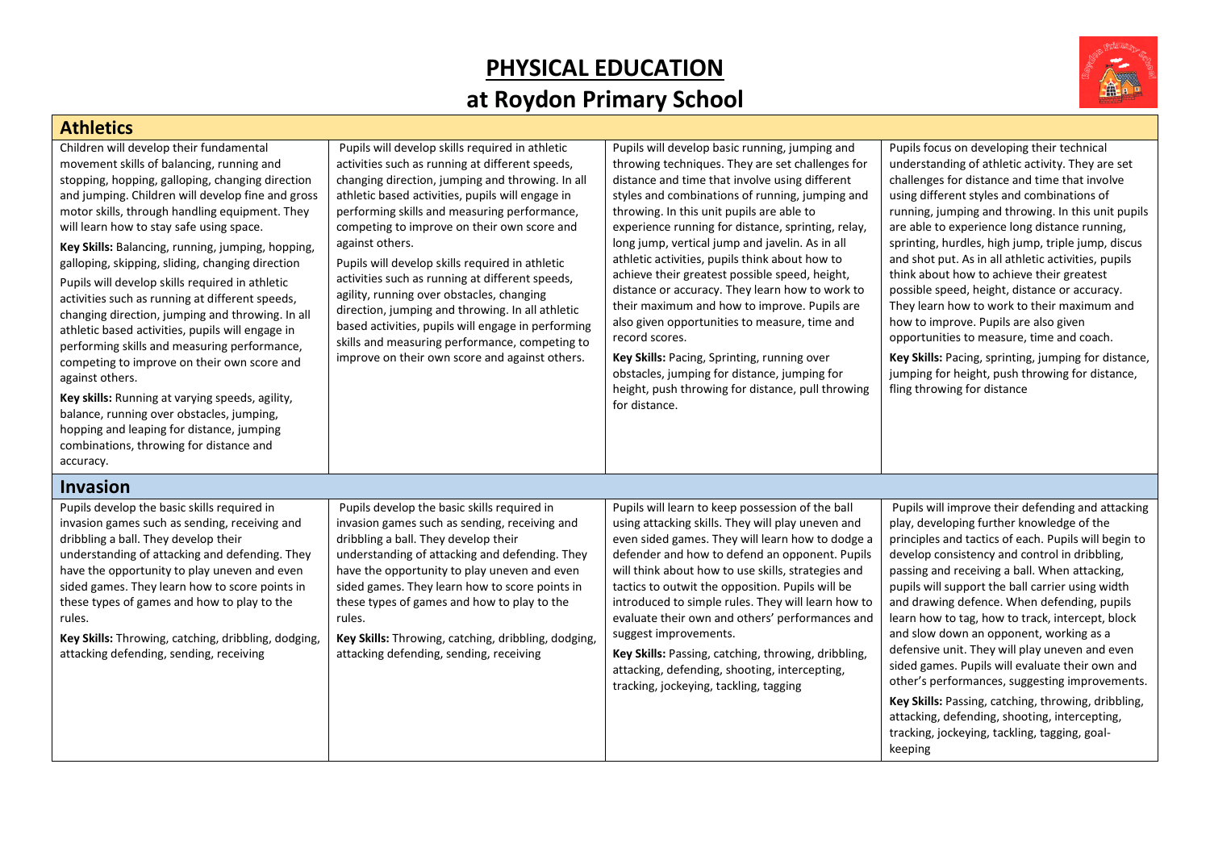# PHYSICAL EDUCATION
## at Roydon Primary School

### Athletics

| | | | |
|---|---|---|---|
| Children will develop their fundamental movement skills of balancing, running and stopping, hopping, galloping, changing direction and jumping. Children will develop fine and gross motor skills, through handling equipment. They will learn how to stay safe using space.<br><br>**Key Skills:** Balancing, running, jumping, hopping, galloping, skipping, sliding, changing direction<br><br>Pupils will develop skills required in athletic activities such as running at different speeds, changing direction, jumping and throwing. In all athletic based activities, pupils will engage in performing skills and measuring performance, competing to improve on their own score and against others.<br><br>**Key skills:** Running at varying speeds, agility, balance, running over obstacles, jumping, hopping and leaping for distance, jumping combinations, throwing for distance and accuracy. | Pupils will develop skills required in athletic activities such as running at different speeds, changing direction, jumping and throwing. In all athletic based activities, pupils will engage in performing skills and measuring performance, competing to improve on their own score and against others.<br><br>Pupils will develop skills required in athletic activities such as running at different speeds, agility, running over obstacles, changing direction, jumping and throwing. In all athletic based activities, pupils will engage in performing skills and measuring performance, competing to improve on their own score and against others. | Pupils will develop basic running, jumping and throwing techniques. They are set challenges for distance and time that involve using different styles and combinations of running, jumping and throwing. In this unit pupils are able to experience running for distance, sprinting, relay, long jump, vertical jump and javelin. As in all athletic activities, pupils think about how to achieve their greatest possible speed, height, distance or accuracy. They learn how to work to their maximum and how to improve. Pupils are also given opportunities to measure, time and record scores.<br><br>**Key Skills:** Pacing, Sprinting, running over obstacles, jumping for distance, jumping for height, push throwing for distance, pull throwing for distance. | Pupils focus on developing their technical understanding of athletic activity. They are set challenges for distance and time that involve using different styles and combinations of running, jumping and throwing. In this unit pupils are able to experience long distance running, sprinting, hurdles, high jump, triple jump, discus and shot put. As in all athletic activities, pupils think about how to achieve their greatest possible speed, height, distance or accuracy. They learn how to work to their maximum and how to improve. Pupils are also given opportunities to measure, time and coach.<br><br>**Key Skills:** Pacing, sprinting, jumping for distance, jumping for height, push throwing for distance, fling throwing for distance |

### Invasion

| | | | |
|---|---|---|---|
| Pupils develop the basic skills required in invasion games such as sending, receiving and dribbling a ball. They develop their understanding of attacking and defending. They have the opportunity to play uneven and even sided games. They learn how to score points in these types of games and how to play to the rules.<br><br>**Key Skills:** Throwing, catching, dribbling, dodging, attacking defending, sending, receiving | Pupils develop the basic skills required in invasion games such as sending, receiving and dribbling a ball. They develop their understanding of attacking and defending. They have the opportunity to play uneven and even sided games. They learn how to score points in these types of games and how to play to the rules.<br><br>**Key Skills:** Throwing, catching, dribbling, dodging, attacking defending, sending, receiving | Pupils will learn to keep possession of the ball using attacking skills. They will play uneven and even sided games. They will learn how to dodge a defender and how to defend an opponent. Pupils will think about how to use skills, strategies and tactics to outwit the opposition. Pupils will be introduced to simple rules. They will learn how to evaluate their own and others' performances and suggest improvements.<br><br>**Key Skills:** Passing, catching, throwing, dribbling, attacking, defending, shooting, intercepting, tracking, jockeying, tackling, tagging | Pupils will improve their defending and attacking play, developing further knowledge of the principles and tactics of each. Pupils will begin to develop consistency and control in dribbling, passing and receiving a ball. When attacking, pupils will support the ball carrier using width and drawing defence. When defending, pupils learn how to tag, how to track, intercept, block and slow down an opponent, working as a defensive unit. They will play uneven and even sided games. Pupils will evaluate their own and other's performances, suggesting improvements.<br><br>**Key Skills:** Passing, catching, throwing, dribbling, attacking, defending, shooting, intercepting, tracking, jockeying, tackling, tagging, goal-keeping |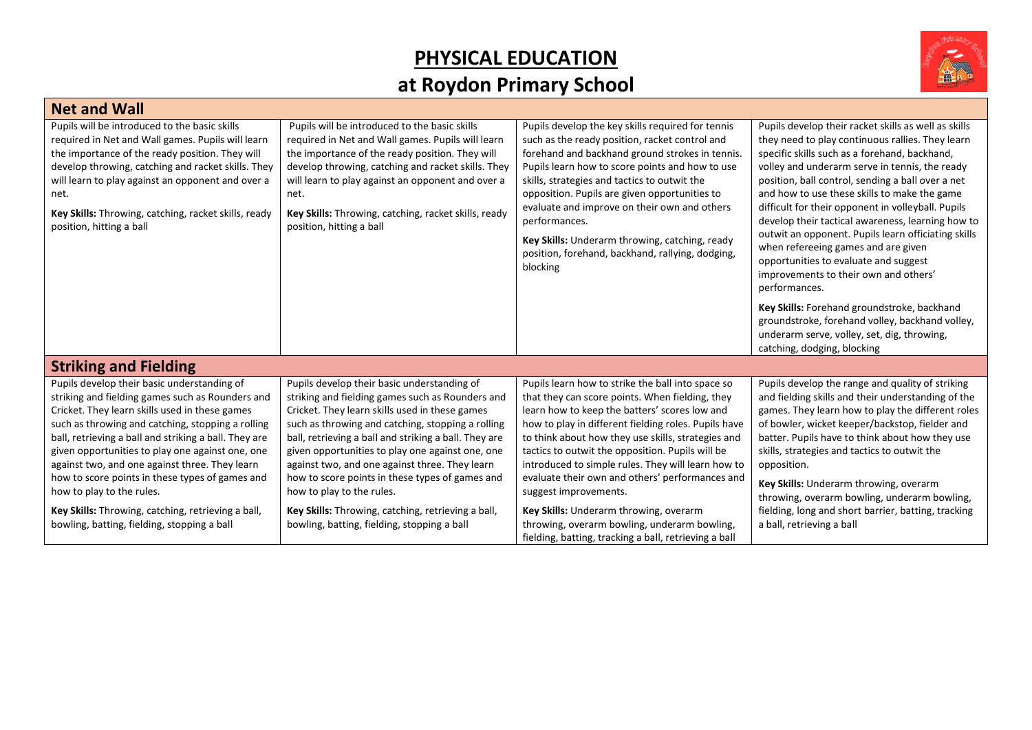# PHYSICAL EDUCATION

## at Roydon Primary School

| Net and Wall | | | |
|---|---|---|---|
| Pupils will be introduced to the basic skills required in Net and Wall games. Pupils will learn the importance of the ready position. They will develop throwing, catching and racket skills. They will learn to play against an opponent and over a net.<br><br>**Key Skills:** Throwing, catching, racket skills, ready position, hitting a ball | Pupils will be introduced to the basic skills required in Net and Wall games. Pupils will learn the importance of the ready position. They will develop throwing, catching and racket skills. They will learn to play against an opponent and over a net.<br><br>**Key Skills:** Throwing, catching, racket skills, ready position, hitting a ball | Pupils develop the key skills required for tennis such as the ready position, racket control and forehand and backhand ground strokes in tennis. Pupils learn how to score points and how to use skills, strategies and tactics to outwit the opposition. Pupils are given opportunities to evaluate and improve on their own and others performances.<br><br>**Key Skills:** Underarm throwing, catching, ready position, forehand, backhand, rallying, dodging, blocking | Pupils develop their racket skills as well as skills they need to play continuous rallies. They learn specific skills such as a forehand, backhand, volley and underarm serve in tennis, the ready position, ball control, sending a ball over a net and how to use these skills to make the game difficult for their opponent in volleyball. Pupils develop their tactical awareness, learning how to outwit an opponent. Pupils learn officiating skills when refereeing games and are given opportunities to evaluate and suggest improvements to their own and others' performances.<br><br>**Key Skills:** Forehand groundstroke, backhand groundstroke, forehand volley, backhand volley, underarm serve, volley, set, dig, throwing, catching, dodging, blocking |

| Striking and Fielding | | | |
|---|---|---|---|
| Pupils develop their basic understanding of striking and fielding games such as Rounders and Cricket. They learn skills used in these games such as throwing and catching, stopping a rolling ball, retrieving a ball and striking a ball. They are given opportunities to play one against one, one against two, and one against three. They learn how to score points in these types of games and how to play to the rules.<br><br>**Key Skills:** Throwing, catching, retrieving a ball, bowling, batting, fielding, stopping a ball | Pupils develop their basic understanding of striking and fielding games such as Rounders and Cricket. They learn skills used in these games such as throwing and catching, stopping a rolling ball, retrieving a ball and striking a ball. They are given opportunities to play one against one, one against two, and one against three. They learn how to score points in these types of games and how to play to the rules.<br><br>**Key Skills:** Throwing, catching, retrieving a ball, bowling, batting, fielding, stopping a ball | Pupils learn how to strike the ball into space so that they can score points. When fielding, they learn how to keep the batters' scores low and how to play in different fielding roles. Pupils have to think about how they use skills, strategies and tactics to outwit the opposition. Pupils will be introduced to simple rules. They will learn how to evaluate their own and others' performances and suggest improvements.<br><br>**Key Skills:** Underarm throwing, overarm throwing, overarm bowling, underarm bowling, fielding, batting, tracking a ball, retrieving a ball | Pupils develop the range and quality of striking and fielding skills and their understanding of the games. They learn how to play the different roles of bowler, wicket keeper/backstop, fielder and batter. Pupils have to think about how they use skills, strategies and tactics to outwit the opposition.<br><br>**Key Skills:** Underarm throwing, overarm throwing, overarm bowling, underarm bowling, fielding, long and short barrier, batting, tracking a ball, retrieving a ball |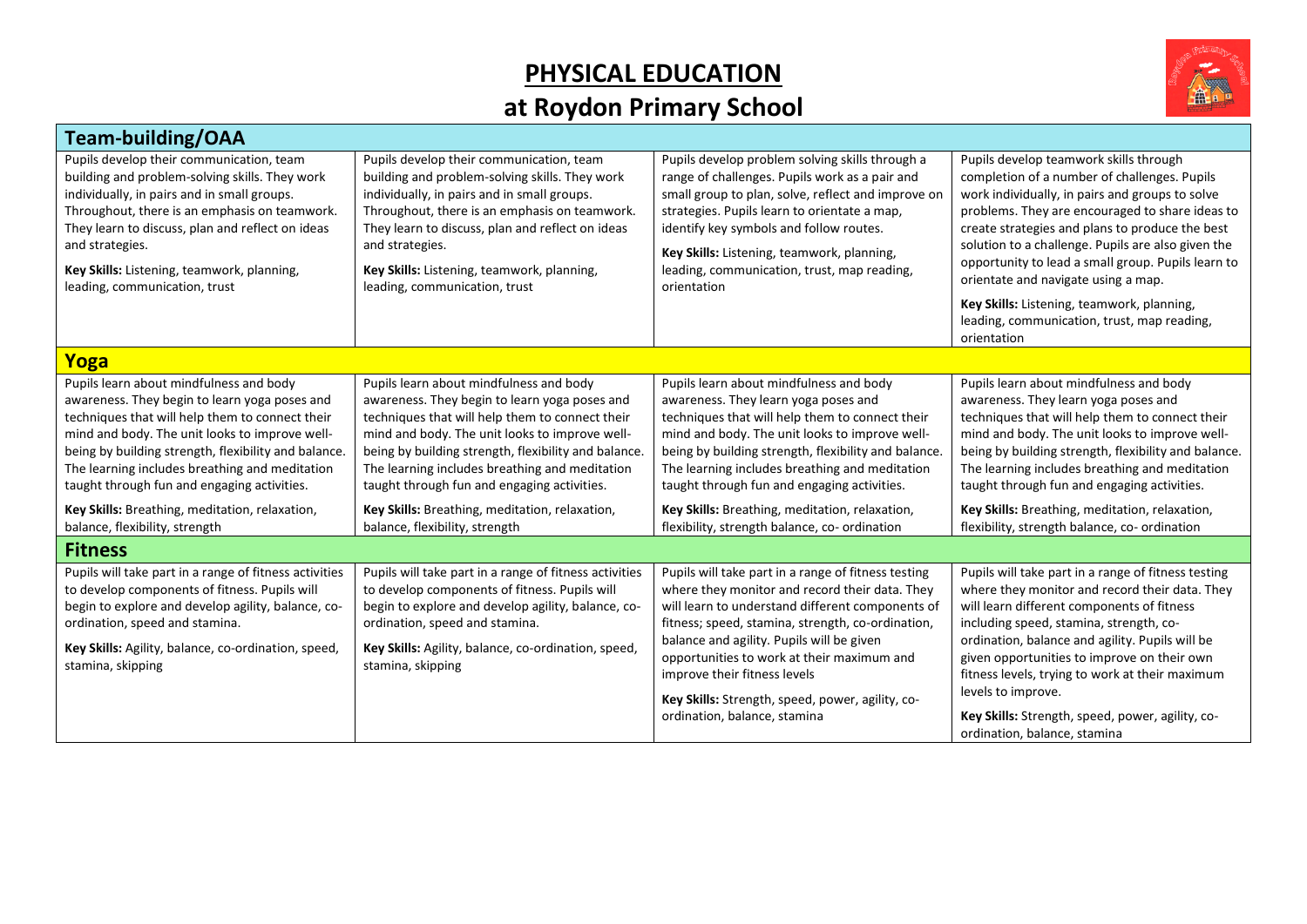# PHYSICAL EDUCATION

## at Roydon Primary School

| | | | |
|---|---|---|---|
| **Team-building/OAA** | | | |
| Pupils develop their communication, team building and problem-solving skills. They work individually, in pairs and in small groups. Throughout, there is an emphasis on teamwork. They learn to discuss, plan and reflect on ideas and strategies.<br><br>**Key Skills:** Listening, teamwork, planning, leading, communication, trust | Pupils develop their communication, team building and problem-solving skills. They work individually, in pairs and in small groups. Throughout, there is an emphasis on teamwork. They learn to discuss, plan and reflect on ideas and strategies.<br><br>**Key Skills:** Listening, teamwork, planning, leading, communication, trust | Pupils develop problem solving skills through a range of challenges. Pupils work as a pair and small group to plan, solve, reflect and improve on strategies. Pupils learn to orientate a map, identify key symbols and follow routes.<br><br>**Key Skills:** Listening, teamwork, planning, leading, communication, trust, map reading, orientation | Pupils develop teamwork skills through completion of a number of challenges. Pupils work individually, in pairs and groups to solve problems. They are encouraged to share ideas to create strategies and plans to produce the best solution to a challenge. Pupils are also given the opportunity to lead a small group. Pupils learn to orientate and navigate using a map.<br><br>**Key Skills:** Listening, teamwork, planning, leading, communication, trust, map reading, orientation |
| **Yoga** | | | |
| Pupils learn about mindfulness and body awareness. They begin to learn yoga poses and techniques that will help them to connect their mind and body. The unit looks to improve well-being by building strength, flexibility and balance. The learning includes breathing and meditation taught through fun and engaging activities.<br><br>**Key Skills:** Breathing, meditation, relaxation, balance, flexibility, strength | Pupils learn about mindfulness and body awareness. They begin to learn yoga poses and techniques that will help them to connect their mind and body. The unit looks to improve well-being by building strength, flexibility and balance. The learning includes breathing and meditation taught through fun and engaging activities.<br><br>**Key Skills:** Breathing, meditation, relaxation, balance, flexibility, strength | Pupils learn about mindfulness and body awareness. They learn yoga poses and techniques that will help them to connect their mind and body. The unit looks to improve well-being by building strength, flexibility and balance. The learning includes breathing and meditation taught through fun and engaging activities.<br><br>**Key Skills:** Breathing, meditation, relaxation, flexibility, strength balance, co- ordination | Pupils learn about mindfulness and body awareness. They learn yoga poses and techniques that will help them to connect their mind and body. The unit looks to improve well-being by building strength, flexibility and balance. The learning includes breathing and meditation taught through fun and engaging activities.<br><br>**Key Skills:** Breathing, meditation, relaxation, flexibility, strength balance, co- ordination |
| **Fitness** | | | |
| Pupils will take part in a range of fitness activities to develop components of fitness. Pupils will begin to explore and develop agility, balance, co-ordination, speed and stamina.<br><br>**Key Skills:** Agility, balance, co-ordination, speed, stamina, skipping | Pupils will take part in a range of fitness activities to develop components of fitness. Pupils will begin to explore and develop agility, balance, co-ordination, speed and stamina.<br><br>**Key Skills:** Agility, balance, co-ordination, speed, stamina, skipping | Pupils will take part in a range of fitness testing where they monitor and record their data. They will learn to understand different components of fitness; speed, stamina, strength, co-ordination, balance and agility. Pupils will be given opportunities to work at their maximum and improve their fitness levels<br><br>**Key Skills:** Strength, speed, power, agility, co-ordination, balance, stamina | Pupils will take part in a range of fitness testing where they monitor and record their data. They will learn different components of fitness including speed, stamina, strength, co-ordination, balance and agility. Pupils will be given opportunities to improve on their own fitness levels, trying to work at their maximum levels to improve.<br><br>**Key Skills:** Strength, speed, power, agility, co-ordination, balance, stamina |